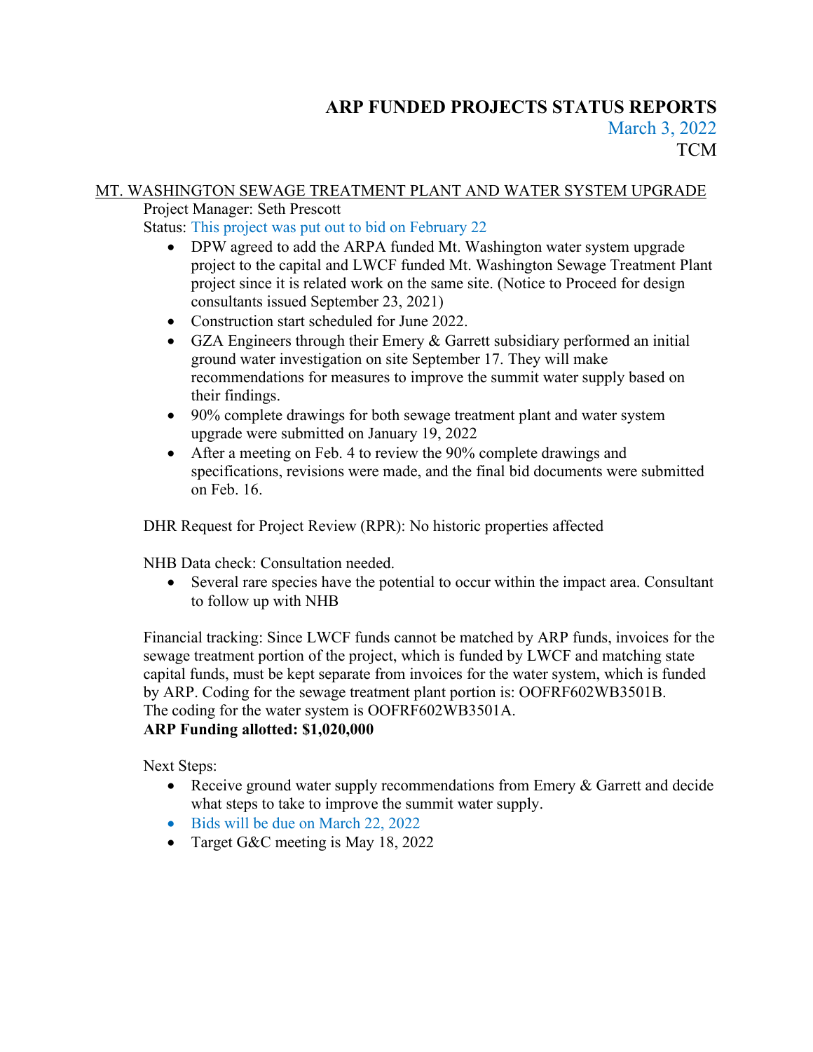# ARP FUNDED PROJECTS STATUS REPORTS

March 3, 2022

TCM

MT. WASHINGTON SEWAGE TREATMENT PLANT AND WATER SYSTEM UPGRADE

Project Manager: Seth Prescott

Status: This project was put out to bid on February 22

- DPW agreed to add the ARPA funded Mt. Washington water system upgrade project to the capital and LWCF funded Mt. Washington Sewage Treatment Plant project since it is related work on the same site. (Notice to Proceed for design consultants issued September 23, 2021)
- Construction start scheduled for June 2022.
- GZA Engineers through their Emery & Garrett subsidiary performed an initial ground water investigation on site September 17. They will make recommendations for measures to improve the summit water supply based on their findings.
- 90% complete drawings for both sewage treatment plant and water system upgrade were submitted on January 19, 2022
- After a meeting on Feb. 4 to review the 90% complete drawings and specifications, revisions were made, and the final bid documents were submitted on Feb. 16.

DHR Request for Project Review (RPR): No historic properties affected

NHB Data check: Consultation needed.

- Several rare species have the potential to occur within the impact area. Consultant to follow up with NHB

Financial tracking: Since LWCF funds cannot be matched by ARP funds, invoices for the sewage treatment portion of the project, which is funded by LWCF and matching state capital funds, must be kept separate from invoices for the water system, which is funded by ARP. Coding for the sewage treatment plant portion is: OOFRF602WB3501B.
The coding for the water system is OOFRF602WB3501A.

**ARP Funding allotted: $1,020,000**

Next Steps:

- Receive ground water supply recommendations from Emery & Garrett and decide what steps to take to improve the summit water supply.
- Bids will be due on March 22, 2022
- Target G&C meeting is May 18, 2022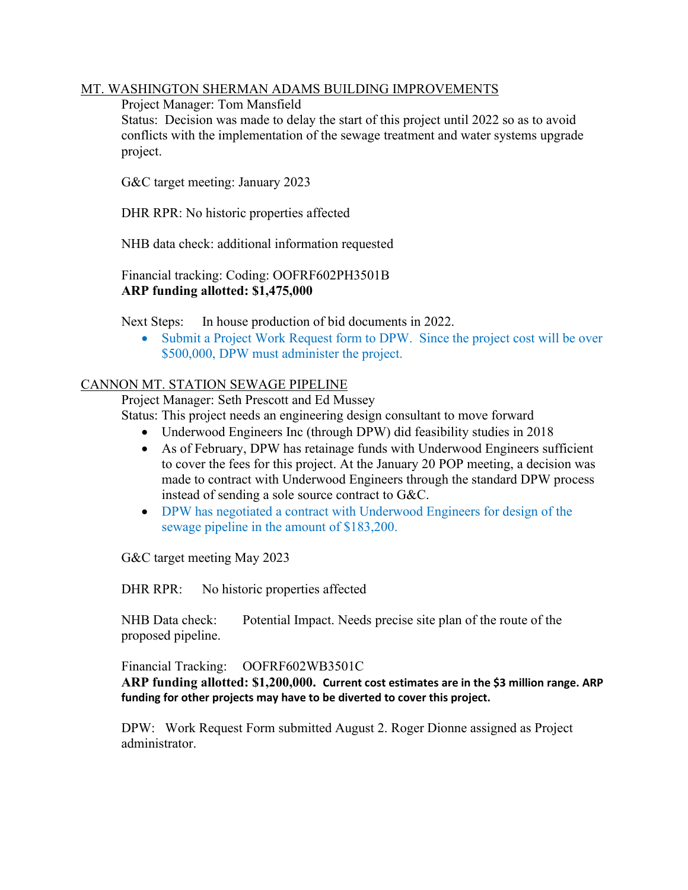## MT. WASHINGTON SHERMAN ADAMS BUILDING IMPROVEMENTS

Project Manager: Tom Mansfield

Status: Decision was made to delay the start of this project until 2022 so as to avoid conflicts with the implementation of the sewage treatment and water systems upgrade project.

G&C target meeting: January 2023

DHR RPR: No historic properties affected

NHB data check: additional information requested

Financial tracking: Coding: OOFRF602PH3501B

**ARP funding allotted: $1,475,000**

Next Steps: In house production of bid documents in 2022.

- Submit a Project Work Request form to DPW. Since the project cost will be over $500,000, DPW must administer the project.

## CANNON MT. STATION SEWAGE PIPELINE

Project Manager: Seth Prescott and Ed Mussey

Status: This project needs an engineering design consultant to move forward

- Underwood Engineers Inc (through DPW) did feasibility studies in 2018
- As of February, DPW has retainage funds with Underwood Engineers sufficient to cover the fees for this project. At the January 20 POP meeting, a decision was made to contract with Underwood Engineers through the standard DPW process instead of sending a sole source contract to G&C.
- DPW has negotiated a contract with Underwood Engineers for design of the sewage pipeline in the amount of $183,200.

G&C target meeting May 2023

DHR RPR: No historic properties affected

NHB Data check: Potential Impact. Needs precise site plan of the route of the proposed pipeline.

Financial Tracking: OOFRF602WB3501C

**ARP funding allotted: $1,200,000. Current cost estimates are in the $3 million range. ARP funding for other projects may have to be diverted to cover this project.**

DPW: Work Request Form submitted August 2. Roger Dionne assigned as Project administrator.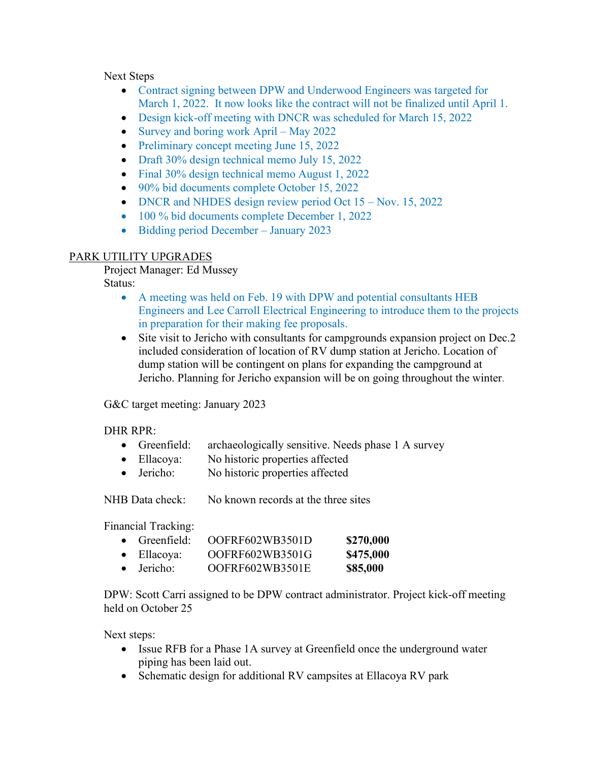Next Steps

- Contract signing between DPW and Underwood Engineers was targeted for March 1, 2022. It now looks like the contract will not be finalized until April 1.
- Design kick-off meeting with DNCR was scheduled for March 15, 2022
- Survey and boring work April – May 2022
- Preliminary concept meeting June 15, 2022
- Draft 30% design technical memo July 15, 2022
- Final 30% design technical memo August 1, 2022
- 90% bid documents complete October 15, 2022
- DNCR and NHDES design review period Oct 15 – Nov. 15, 2022
- 100 % bid documents complete December 1, 2022
- Bidding period December – January 2023

PARK UTILITY UPGRADES

Project Manager: Ed Mussey

Status:

- A meeting was held on Feb. 19 with DPW and potential consultants HEB Engineers and Lee Carroll Electrical Engineering to introduce them to the projects in preparation for their making fee proposals.
- Site visit to Jericho with consultants for campgrounds expansion project on Dec.2 included consideration of location of RV dump station at Jericho. Location of dump station will be contingent on plans for expanding the campground at Jericho. Planning for Jericho expansion will be on going throughout the winter.

G&C target meeting: January 2023

DHR RPR:

- Greenfield: archaeologically sensitive. Needs phase 1 A survey
- Ellacoya: No historic properties affected
- Jericho: No historic properties affected

NHB Data check: No known records at the three sites

Financial Tracking:

- Greenfield: OOFRF602WB3501D **$270,000**
- Ellacoya: OOFRF602WB3501G **$475,000**
- Jericho: OOFRF602WB3501E **$85,000**

DPW: Scott Carri assigned to be DPW contract administrator. Project kick-off meeting held on October 25

Next steps:

- Issue RFB for a Phase 1A survey at Greenfield once the underground water piping has been laid out.
- Schematic design for additional RV campsites at Ellacoya RV park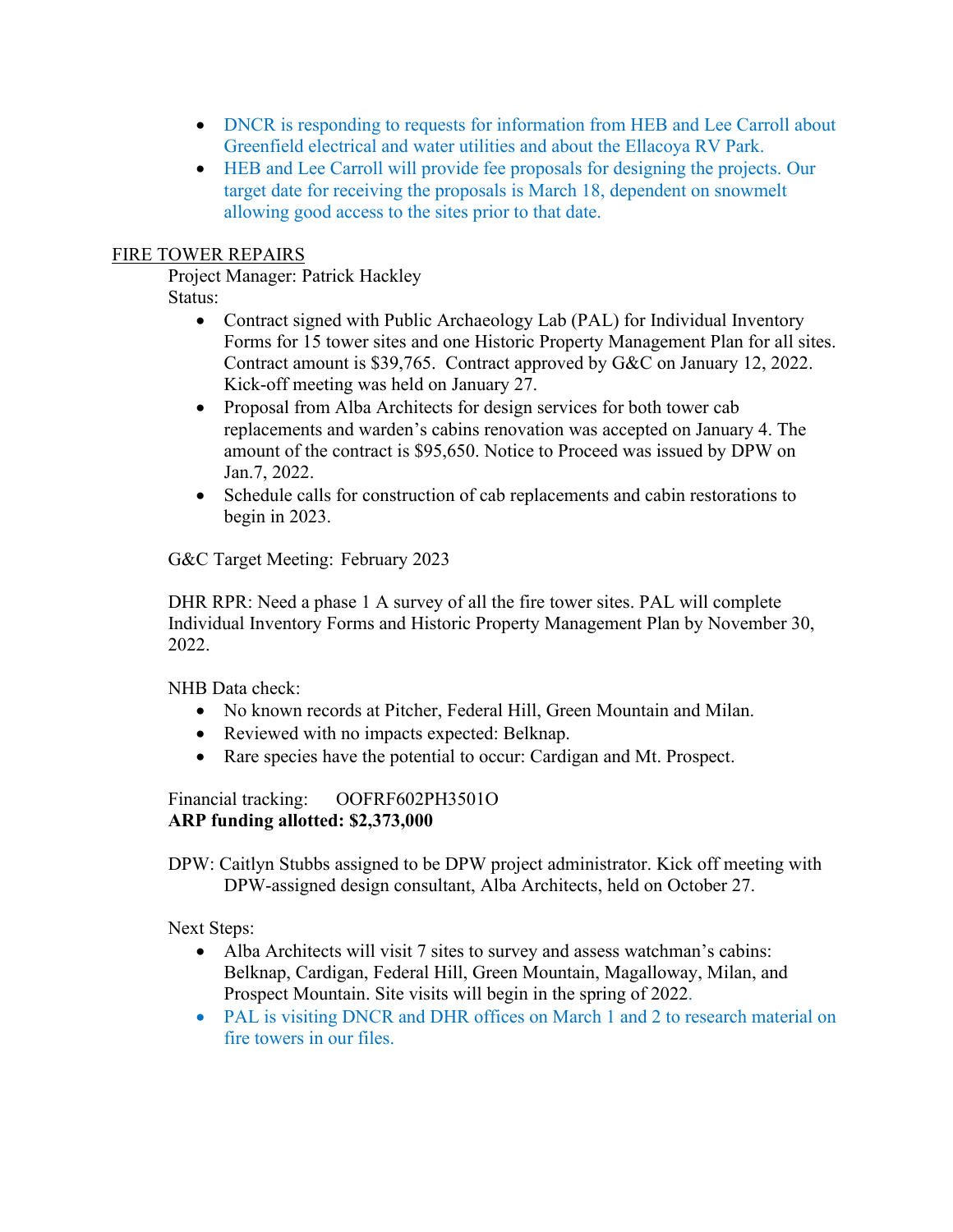- DNCR is responding to requests for information from HEB and Lee Carroll about Greenfield electrical and water utilities and about the Ellacoya RV Park.
- HEB and Lee Carroll will provide fee proposals for designing the projects. Our target date for receiving the proposals is March 18, dependent on snowmelt allowing good access to the sites prior to that date.

<u>FIRE TOWER REPAIRS</u>

Project Manager: Patrick Hackley

Status:

- Contract signed with Public Archaeology Lab (PAL) for Individual Inventory Forms for 15 tower sites and one Historic Property Management Plan for all sites. Contract amount is $39,765. Contract approved by G&C on January 12, 2022. Kick-off meeting was held on January 27.
- Proposal from Alba Architects for design services for both tower cab replacements and warden's cabins renovation was accepted on January 4. The amount of the contract is $95,650. Notice to Proceed was issued by DPW on Jan.7, 2022.
- Schedule calls for construction of cab replacements and cabin restorations to begin in 2023.

G&C Target Meeting: February 2023

DHR RPR: Need a phase 1 A survey of all the fire tower sites. PAL will complete Individual Inventory Forms and Historic Property Management Plan by November 30, 2022.

NHB Data check:

- No known records at Pitcher, Federal Hill, Green Mountain and Milan.
- Reviewed with no impacts expected: Belknap.
- Rare species have the potential to occur: Cardigan and Mt. Prospect.

Financial tracking: OOFRF602PH3501O

**ARP funding allotted: $2,373,000**

DPW: Caitlyn Stubbs assigned to be DPW project administrator. Kick off meeting with DPW-assigned design consultant, Alba Architects, held on October 27.

Next Steps:

- Alba Architects will visit 7 sites to survey and assess watchman's cabins: Belknap, Cardigan, Federal Hill, Green Mountain, Magalloway, Milan, and Prospect Mountain. Site visits will begin in the spring of 2022.
- PAL is visiting DNCR and DHR offices on March 1 and 2 to research material on fire towers in our files.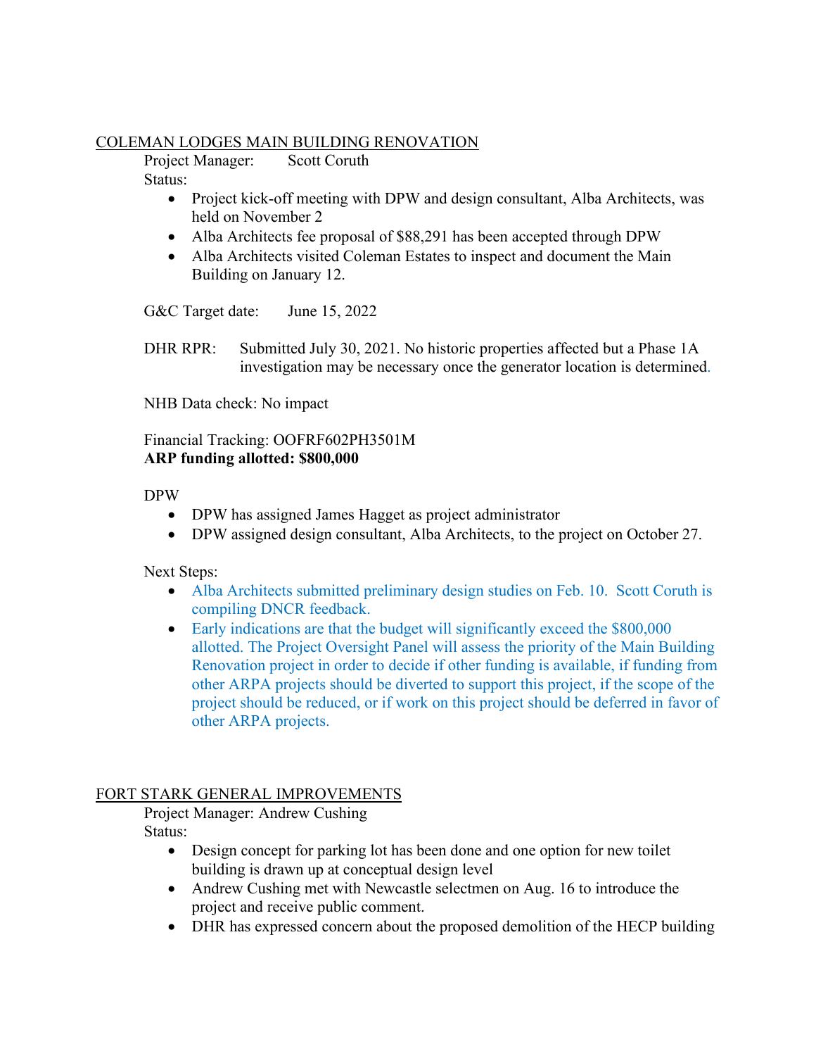## COLEMAN LODGES MAIN BUILDING RENOVATION

Project Manager: Scott Coruth

Status:

- Project kick-off meeting with DPW and design consultant, Alba Architects, was held on November 2
- Alba Architects fee proposal of $88,291 has been accepted through DPW
- Alba Architects visited Coleman Estates to inspect and document the Main Building on January 12.

G&C Target date: June 15, 2022

DHR RPR: Submitted July 30, 2021. No historic properties affected but a Phase 1A investigation may be necessary once the generator location is determined.

NHB Data check: No impact

Financial Tracking: OOFRF602PH3501M

**ARP funding allotted: $800,000**

DPW

- DPW has assigned James Hagget as project administrator
- DPW assigned design consultant, Alba Architects, to the project on October 27.

Next Steps:

- Alba Architects submitted preliminary design studies on Feb. 10. Scott Coruth is compiling DNCR feedback.
- Early indications are that the budget will significantly exceed the $800,000 allotted. The Project Oversight Panel will assess the priority of the Main Building Renovation project in order to decide if other funding is available, if funding from other ARPA projects should be diverted to support this project, if the scope of the project should be reduced, or if work on this project should be deferred in favor of other ARPA projects.

## FORT STARK GENERAL IMPROVEMENTS

Project Manager: Andrew Cushing

Status:

- Design concept for parking lot has been done and one option for new toilet building is drawn up at conceptual design level
- Andrew Cushing met with Newcastle selectmen on Aug. 16 to introduce the project and receive public comment.
- DHR has expressed concern about the proposed demolition of the HECP building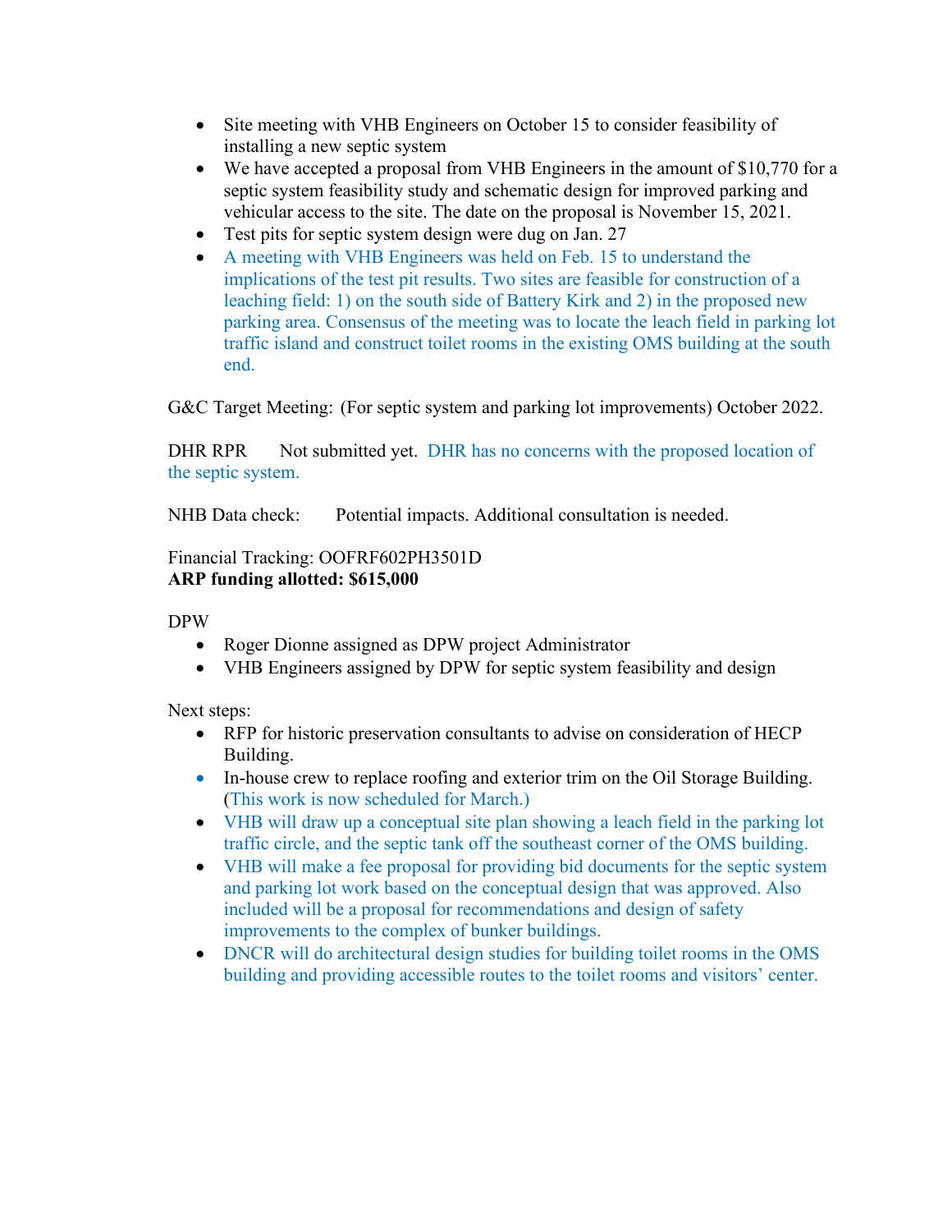- Site meeting with VHB Engineers on October 15 to consider feasibility of installing a new septic system
- We have accepted a proposal from VHB Engineers in the amount of $10,770 for a septic system feasibility study and schematic design for improved parking and vehicular access to the site. The date on the proposal is November 15, 2021.
- Test pits for septic system design were dug on Jan. 27
- A meeting with VHB Engineers was held on Feb. 15 to understand the implications of the test pit results. Two sites are feasible for construction of a leaching field: 1) on the south side of Battery Kirk and 2) in the proposed new parking area. Consensus of the meeting was to locate the leach field in parking lot traffic island and construct toilet rooms in the existing OMS building at the south end.

G&C Target Meeting: (For septic system and parking lot improvements) October 2022.

DHR RPR Not submitted yet. DHR has no concerns with the proposed location of the septic system.

NHB Data check: Potential impacts. Additional consultation is needed.

Financial Tracking: OOFRF602PH3501D
**ARP funding allotted: $615,000**

DPW

- Roger Dionne assigned as DPW project Administrator
- VHB Engineers assigned by DPW for septic system feasibility and design

Next steps:

- RFP for historic preservation consultants to advise on consideration of HECP Building.
- In-house crew to replace roofing and exterior trim on the Oil Storage Building. (This work is now scheduled for March.)
- VHB will draw up a conceptual site plan showing a leach field in the parking lot traffic circle, and the septic tank off the southeast corner of the OMS building.
- VHB will make a fee proposal for providing bid documents for the septic system and parking lot work based on the conceptual design that was approved. Also included will be a proposal for recommendations and design of safety improvements to the complex of bunker buildings.
- DNCR will do architectural design studies for building toilet rooms in the OMS building and providing accessible routes to the toilet rooms and visitors' center.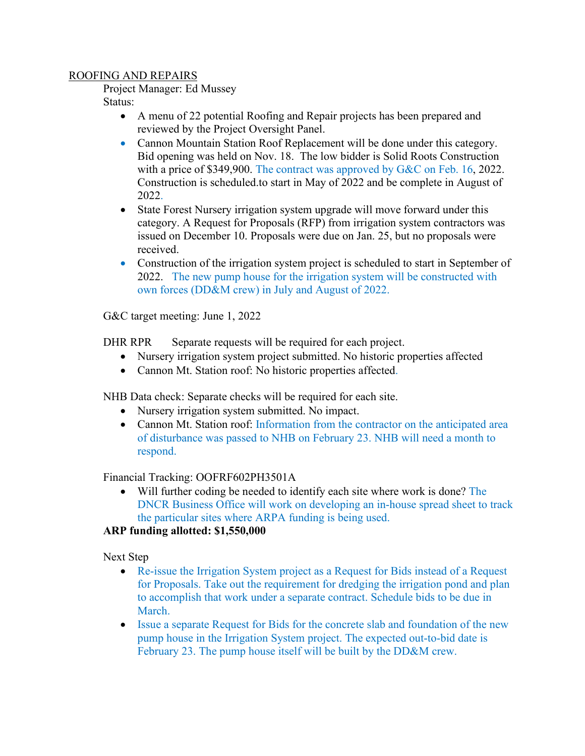ROOFING AND REPAIRS

Project Manager: Ed Mussey

Status:

- A menu of 22 potential Roofing and Repair projects has been prepared and reviewed by the Project Oversight Panel.
- Cannon Mountain Station Roof Replacement will be done under this category. Bid opening was held on Nov. 18. The low bidder is Solid Roots Construction with a price of $349,900. The contract was approved by G&C on Feb. 16, 2022. Construction is scheduled.to start in May of 2022 and be complete in August of 2022.
- State Forest Nursery irrigation system upgrade will move forward under this category. A Request for Proposals (RFP) from irrigation system contractors was issued on December 10. Proposals were due on Jan. 25, but no proposals were received.
- Construction of the irrigation system project is scheduled to start in September of 2022. The new pump house for the irrigation system will be constructed with own forces (DD&M crew) in July and August of 2022.

G&C target meeting: June 1, 2022

DHR RPR Separate requests will be required for each project.

- Nursery irrigation system project submitted. No historic properties affected
- Cannon Mt. Station roof: No historic properties affected.

NHB Data check: Separate checks will be required for each site.

- Nursery irrigation system submitted. No impact.
- Cannon Mt. Station roof: Information from the contractor on the anticipated area of disturbance was passed to NHB on February 23. NHB will need a month to respond.

Financial Tracking: OOFRF602PH3501A

- Will further coding be needed to identify each site where work is done? The DNCR Business Office will work on developing an in-house spread sheet to track the particular sites where ARPA funding is being used.

**ARP funding allotted: $1,550,000**

Next Step

- Re-issue the Irrigation System project as a Request for Bids instead of a Request for Proposals. Take out the requirement for dredging the irrigation pond and plan to accomplish that work under a separate contract. Schedule bids to be due in March.
- Issue a separate Request for Bids for the concrete slab and foundation of the new pump house in the Irrigation System project. The expected out-to-bid date is February 23. The pump house itself will be built by the DD&M crew.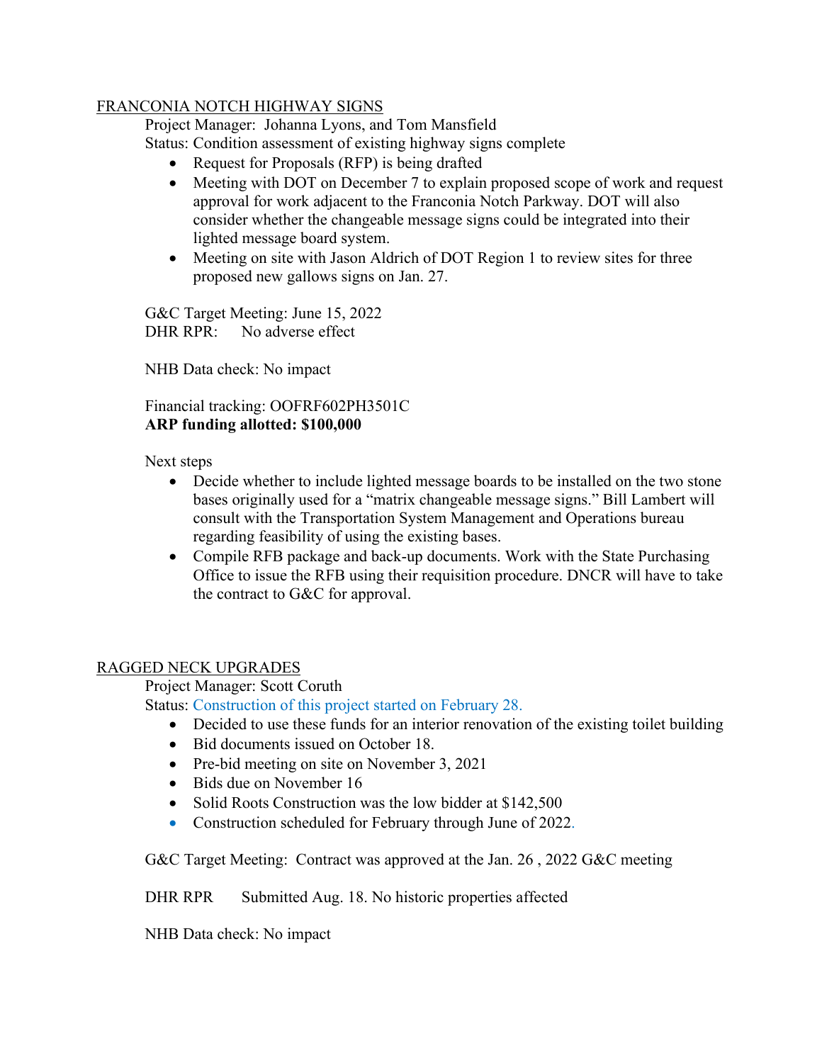## FRANCONIA NOTCH HIGHWAY SIGNS

Project Manager: Johanna Lyons, and Tom Mansfield

Status: Condition assessment of existing highway signs complete

- Request for Proposals (RFP) is being drafted
- Meeting with DOT on December 7 to explain proposed scope of work and request approval for work adjacent to the Franconia Notch Parkway. DOT will also consider whether the changeable message signs could be integrated into their lighted message board system.
- Meeting on site with Jason Aldrich of DOT Region 1 to review sites for three proposed new gallows signs on Jan. 27.

G&C Target Meeting: June 15, 2022

DHR RPR: No adverse effect

NHB Data check: No impact

Financial tracking: OOFRF602PH3501C

**ARP funding allotted: $100,000**

Next steps

- Decide whether to include lighted message boards to be installed on the two stone bases originally used for a "matrix changeable message signs." Bill Lambert will consult with the Transportation System Management and Operations bureau regarding feasibility of using the existing bases.
- Compile RFB package and back-up documents. Work with the State Purchasing Office to issue the RFB using their requisition procedure. DNCR will have to take the contract to G&C for approval.

## RAGGED NECK UPGRADES

Project Manager: Scott Coruth

Status: Construction of this project started on February 28.

- Decided to use these funds for an interior renovation of the existing toilet building
- Bid documents issued on October 18.
- Pre-bid meeting on site on November 3, 2021
- Bids due on November 16
- Solid Roots Construction was the low bidder at $142,500
- Construction scheduled for February through June of 2022.

G&C Target Meeting: Contract was approved at the Jan. 26 , 2022 G&C meeting

DHR RPR Submitted Aug. 18. No historic properties affected

NHB Data check: No impact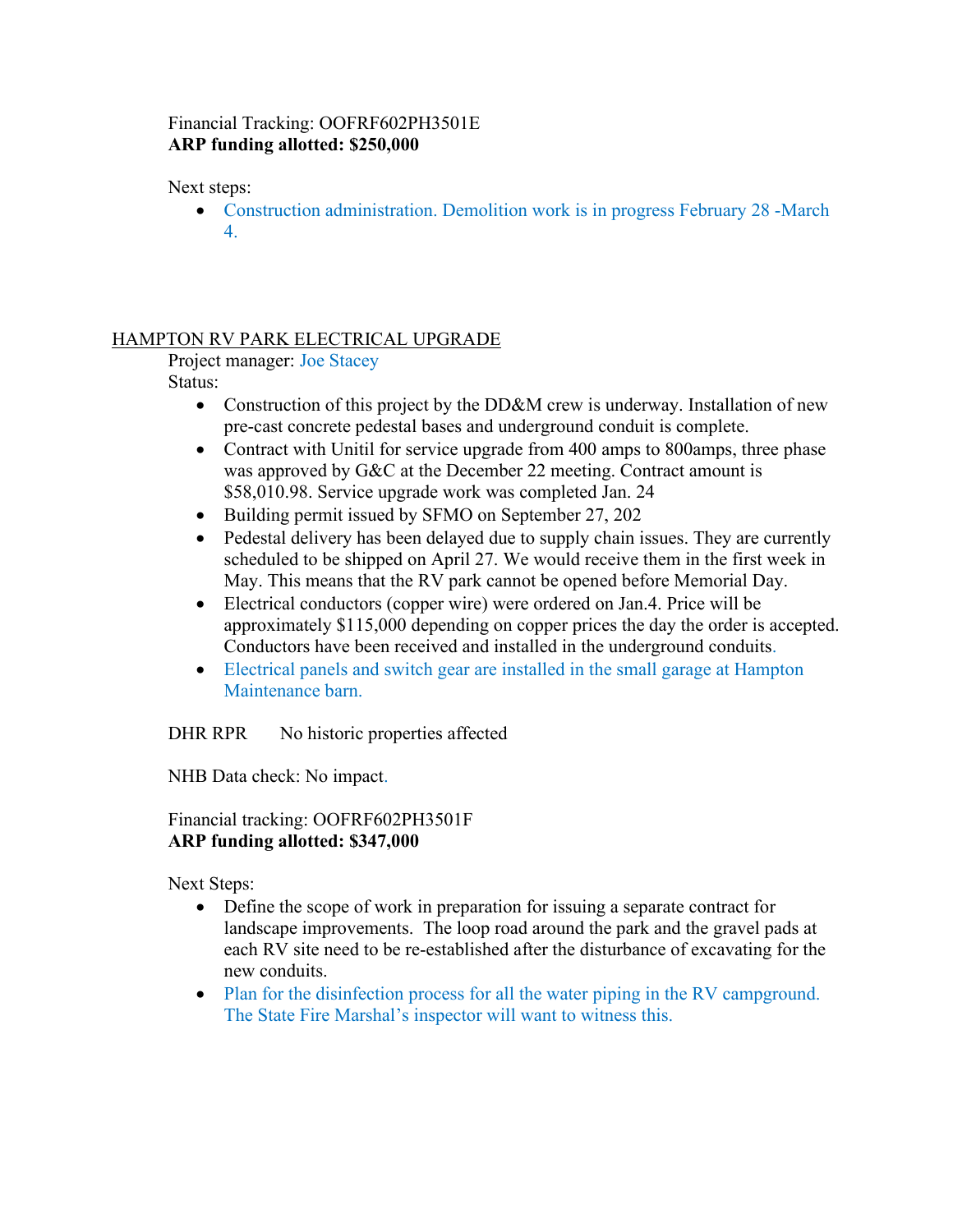Financial Tracking: OOFRF602PH3501E
**ARP funding allotted: $250,000**

Next steps:

- Construction administration. Demolition work is in progress February 28 -March 4.

## HAMPTON RV PARK ELECTRICAL UPGRADE

Project manager: Joe Stacey

Status:

- Construction of this project by the DD&M crew is underway. Installation of new pre-cast concrete pedestal bases and underground conduit is complete.
- Contract with Unitil for service upgrade from 400 amps to 800amps, three phase was approved by G&C at the December 22 meeting. Contract amount is $58,010.98. Service upgrade work was completed Jan. 24
- Building permit issued by SFMO on September 27, 202
- Pedestal delivery has been delayed due to supply chain issues. They are currently scheduled to be shipped on April 27. We would receive them in the first week in May. This means that the RV park cannot be opened before Memorial Day.
- Electrical conductors (copper wire) were ordered on Jan.4. Price will be approximately $115,000 depending on copper prices the day the order is accepted. Conductors have been received and installed in the underground conduits.
- Electrical panels and switch gear are installed in the small garage at Hampton Maintenance barn.

DHR RPR    No historic properties affected

NHB Data check: No impact.

Financial tracking: OOFRF602PH3501F
**ARP funding allotted: $347,000**

Next Steps:

- Define the scope of work in preparation for issuing a separate contract for landscape improvements. The loop road around the park and the gravel pads at each RV site need to be re-established after the disturbance of excavating for the new conduits.
- Plan for the disinfection process for all the water piping in the RV campground. The State Fire Marshal's inspector will want to witness this.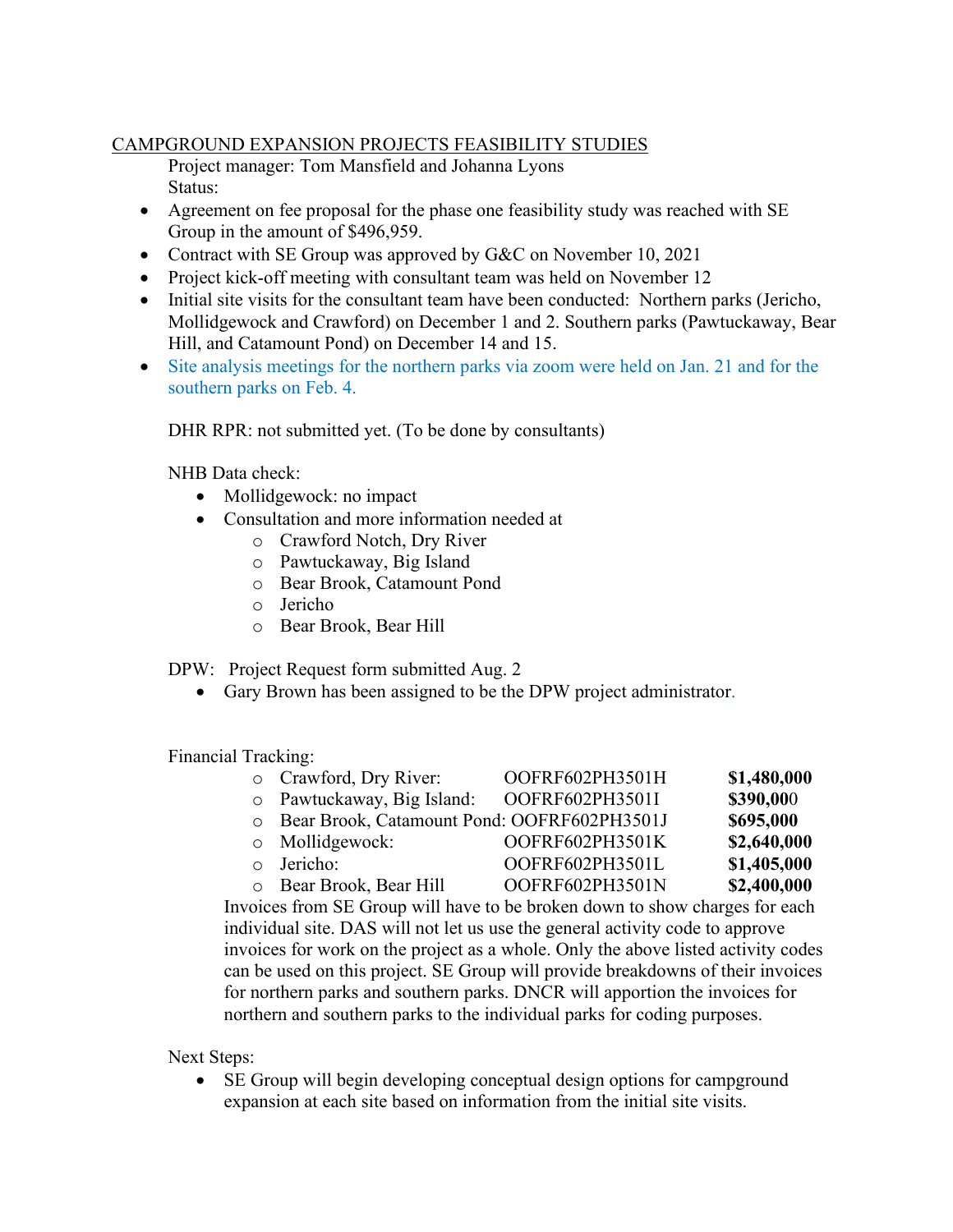CAMPGROUND EXPANSION PROJECTS FEASIBILITY STUDIES

Project manager: Tom Mansfield and Johanna Lyons

Status:

- Agreement on fee proposal for the phase one feasibility study was reached with SE Group in the amount of $496,959.
- Contract with SE Group was approved by G&C on November 10, 2021
- Project kick-off meeting with consultant team was held on November 12
- Initial site visits for the consultant team have been conducted: Northern parks (Jericho, Mollidgewock and Crawford) on December 1 and 2. Southern parks (Pawtuckaway, Bear Hill, and Catamount Pond) on December 14 and 15.
- Site analysis meetings for the northern parks via zoom were held on Jan. 21 and for the southern parks on Feb. 4.

DHR RPR: not submitted yet. (To be done by consultants)

NHB Data check:

- Mollidgewock: no impact
- Consultation and more information needed at
  - Crawford Notch, Dry River
  - Pawtuckaway, Big Island
  - Bear Brook, Catamount Pond
  - Jericho
  - Bear Brook, Bear Hill

DPW: Project Request form submitted Aug. 2

- Gary Brown has been assigned to be the DPW project administrator.

Financial Tracking:

- Crawford, Dry River: OOFRF602PH3501H **$1,480,000**
- Pawtuckaway, Big Island: OOFRF602PH3501I **$390,000**
- Bear Brook, Catamount Pond: OOFRF602PH3501J **$695,000**
- Mollidgewock: OOFRF602PH3501K **$2,640,000**
- Jericho: OOFRF602PH3501L **$1,405,000**
- Bear Brook, Bear Hill OOFRF602PH3501N **$2,400,000**

Invoices from SE Group will have to be broken down to show charges for each individual site. DAS will not let us use the general activity code to approve invoices for work on the project as a whole. Only the above listed activity codes can be used on this project. SE Group will provide breakdowns of their invoices for northern parks and southern parks. DNCR will apportion the invoices for northern and southern parks to the individual parks for coding purposes.

Next Steps:

- SE Group will begin developing conceptual design options for campground expansion at each site based on information from the initial site visits.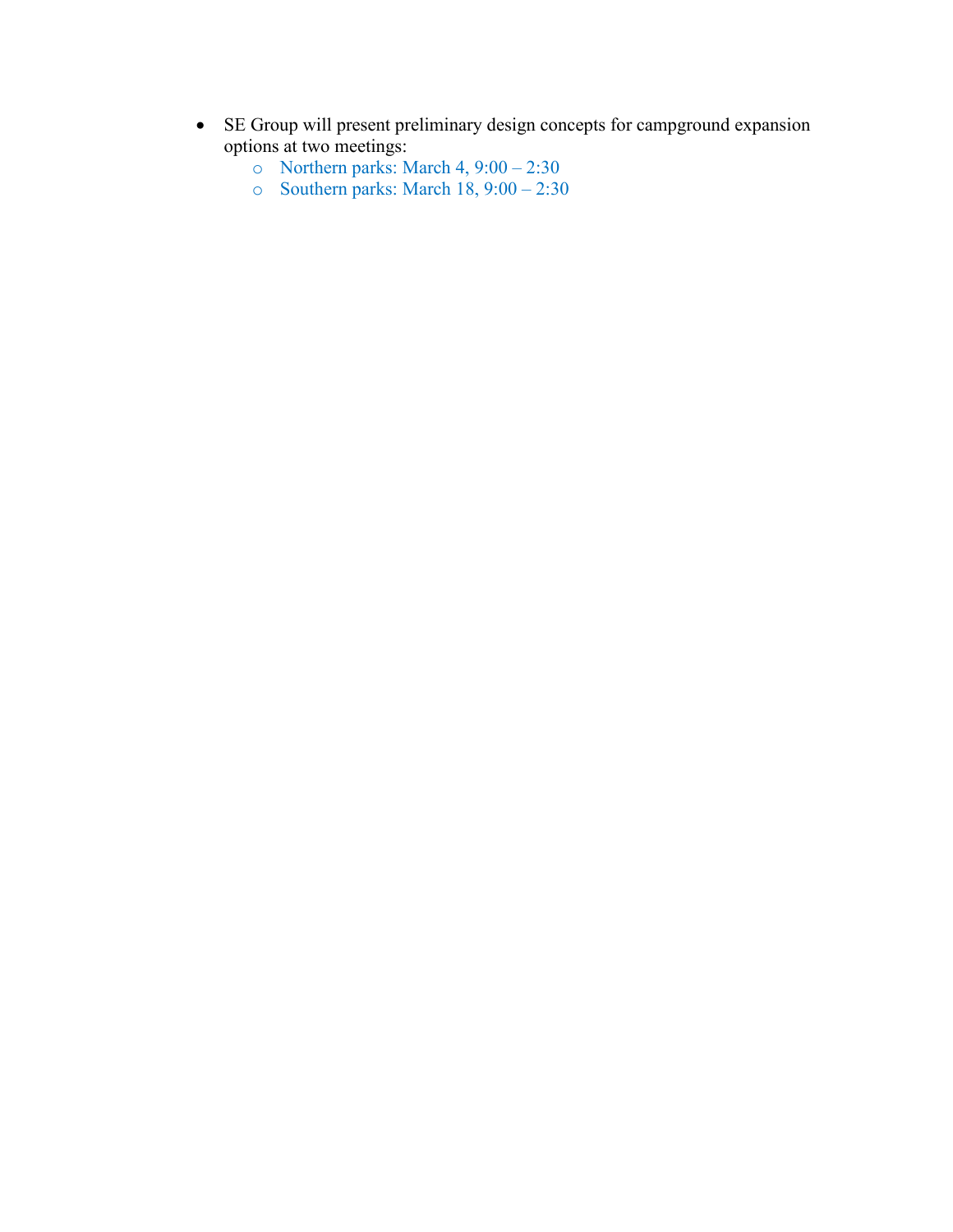- SE Group will present preliminary design concepts for campground expansion options at two meetings:
    - Northern parks: March 4, 9:00 – 2:30
    - Southern parks: March 18, 9:00 – 2:30